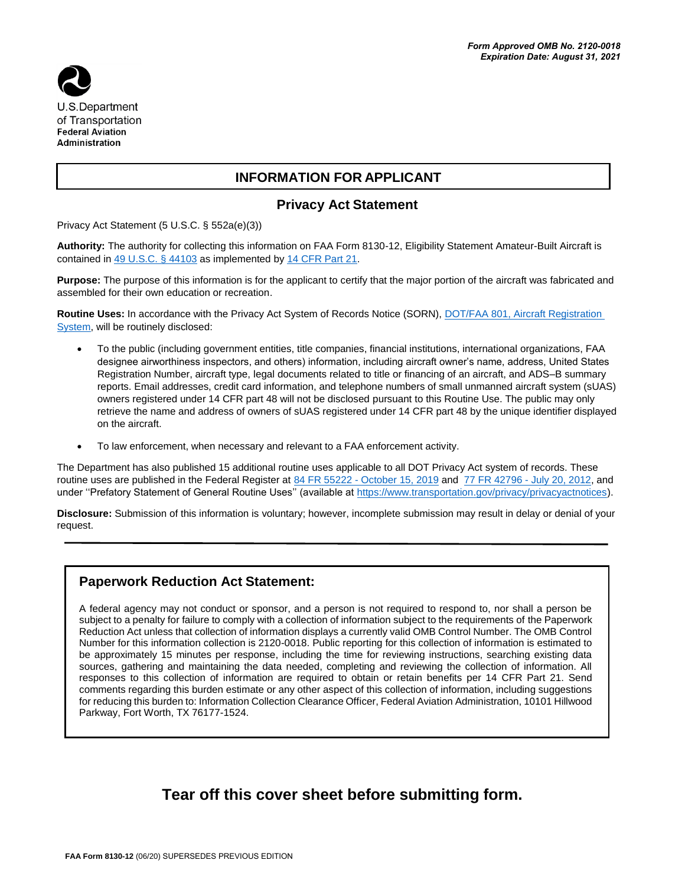*Form Approved OMB No. 2120-0018*
*Expiration Date: August 31, 2021*

U.S.Department of Transportation
**Federal Aviation Administration**

# INFORMATION FOR APPLICANT

## Privacy Act Statement

Privacy Act Statement (5 U.S.C. § 552a(e)(3))

**Authority:** The authority for collecting this information on FAA Form 8130-12, Eligibility Statement Amateur-Built Aircraft is contained in 49 U.S.C. § 44103 as implemented by 14 CFR Part 21.

**Purpose:** The purpose of this information is for the applicant to certify that the major portion of the aircraft was fabricated and assembled for their own education or recreation.

**Routine Uses:** In accordance with the Privacy Act System of Records Notice (SORN), DOT/FAA 801, Aircraft Registration System, will be routinely disclosed:

- To the public (including government entities, title companies, financial institutions, international organizations, FAA designee airworthiness inspectors, and others) information, including aircraft owner's name, address, United States Registration Number, aircraft type, legal documents related to title or financing of an aircraft, and ADS–B summary reports. Email addresses, credit card information, and telephone numbers of small unmanned aircraft system (sUAS) owners registered under 14 CFR part 48 will not be disclosed pursuant to this Routine Use. The public may only retrieve the name and address of owners of sUAS registered under 14 CFR part 48 by the unique identifier displayed on the aircraft.
- To law enforcement, when necessary and relevant to a FAA enforcement activity.

The Department has also published 15 additional routine uses applicable to all DOT Privacy Act system of records. These routine uses are published in the Federal Register at 84 FR 55222 - October 15, 2019 and 77 FR 42796 - July 20, 2012, and under ''Prefatory Statement of General Routine Uses'' (available at https://www.transportation.gov/privacy/privacyactnotices).

**Disclosure:** Submission of this information is voluntary; however, incomplete submission may result in delay or denial of your request.

---

### Paperwork Reduction Act Statement:

A federal agency may not conduct or sponsor, and a person is not required to respond to, nor shall a person be subject to a penalty for failure to comply with a collection of information subject to the requirements of the Paperwork Reduction Act unless that collection of information displays a currently valid OMB Control Number. The OMB Control Number for this information collection is 2120-0018. Public reporting for this collection of information is estimated to be approximately 15 minutes per response, including the time for reviewing instructions, searching existing data sources, gathering and maintaining the data needed, completing and reviewing the collection of information. All responses to this collection of information are required to obtain or retain benefits per 14 CFR Part 21. Send comments regarding this burden estimate or any other aspect of this collection of information, including suggestions for reducing this burden to: Information Collection Clearance Officer, Federal Aviation Administration, 10101 Hillwood Parkway, Fort Worth, TX 76177-1524.

## Tear off this cover sheet before submitting form.

**FAA Form 8130-12** (06/20) SUPERSEDES PREVIOUS EDITION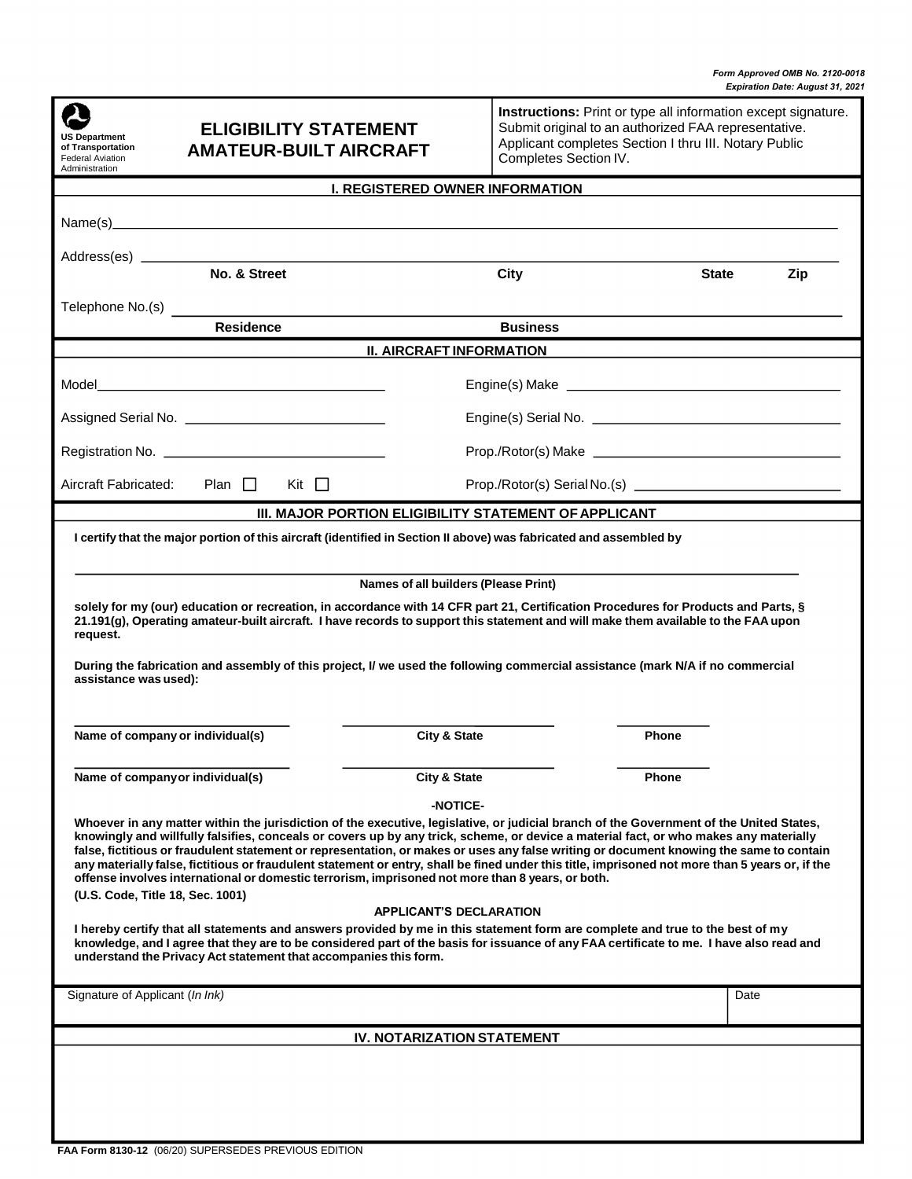*Form Approved OMB No. 2120-0018*
*Expiration Date: August 31, 2021*

US Department of Transportation
Federal Aviation Administration

# ELIGIBILITY STATEMENT AMATEUR-BUILT AIRCRAFT

**Instructions:** Print or type all information except signature. Submit original to an authorized FAA representative. Applicant completes Section I thru III. Notary Public Completes Section IV.

## I. REGISTERED OWNER INFORMATION

Name(s)\_\_\_\_\_\_\_\_\_\_\_\_\_\_\_\_\_\_\_\_\_\_\_\_\_\_\_\_\_\_\_\_

Address(es) \_\_\_\_\_\_\_\_\_\_\_\_\_\_\_\_\_\_\_\_\_\_\_\_\_\_\_\_\_\_\_\_

**No. & Street** **City** **State** **Zip**

Telephone No.(s) \_\_\_\_\_\_\_\_\_\_\_\_\_\_\_\_\_\_\_\_\_\_\_\_\_\_\_\_\_\_\_\_

**Residence** **Business**

## II. AIRCRAFT INFORMATION

Model\_\_\_\_\_\_\_\_\_\_\_\_\_\_\_\_ Engine(s) Make \_\_\_\_\_\_\_\_\_\_\_\_\_\_\_\_

Assigned Serial No. \_\_\_\_\_\_\_\_\_\_\_\_\_\_\_\_ Engine(s) Serial No. \_\_\_\_\_\_\_\_\_\_\_\_\_\_\_\_

Registration No. \_\_\_\_\_\_\_\_\_\_\_\_\_\_\_\_ Prop./Rotor(s) Make \_\_\_\_\_\_\_\_\_\_\_\_\_\_\_\_

Aircraft Fabricated: Plan ☐ Kit ☐ Prop./Rotor(s) Serial No.(s) \_\_\_\_\_\_\_\_\_\_\_\_\_\_\_\_

## III. MAJOR PORTION ELIGIBILITY STATEMENT OF APPLICANT

**I certify that the major portion of this aircraft (identified in Section II above) was fabricated and assembled by**

\_\_\_\_\_\_\_\_\_\_\_\_\_\_\_\_\_\_\_\_\_\_\_\_\_\_\_\_\_\_\_\_

**Names of all builders (Please Print)**

**solely for my (our) education or recreation, in accordance with 14 CFR part 21, Certification Procedures for Products and Parts, § 21.191(g), Operating amateur-built aircraft. I have records to support this statement and will make them available to the FAA upon request.**

**During the fabrication and assembly of this project, I/ we used the following commercial assistance (mark N/A if no commercial assistance was used):**

| Name of company or individual(s) | City & State | Phone |
|---|---|---|
| | | |
| | | |

**-NOTICE-**

**Whoever in any matter within the jurisdiction of the executive, legislative, or judicial branch of the Government of the United States, knowingly and willfully falsifies, conceals or covers up by any trick, scheme, or device a material fact, or who makes any materially false, fictitious or fraudulent statement or representation, or makes or uses any false writing or document knowing the same to contain any materially false, fictitious or fraudulent statement or entry, shall be fined under this title, imprisoned not more than 5 years or, if the offense involves international or domestic terrorism, imprisoned not more than 8 years, or both.**

**(U.S. Code, Title 18, Sec. 1001)**

**APPLICANT'S DECLARATION**

**I hereby certify that all statements and answers provided by me in this statement form are complete and true to the best of my knowledge, and I agree that they are to be considered part of the basis for issuance of any FAA certificate to me. I have also read and understand the Privacy Act statement that accompanies this form.**

| Signature of Applicant (*In Ink*) | Date |
|---|---|
| | |

## IV. NOTARIZATION STATEMENT

FAA Form 8130-12 (06/20) SUPERSEDES PREVIOUS EDITION